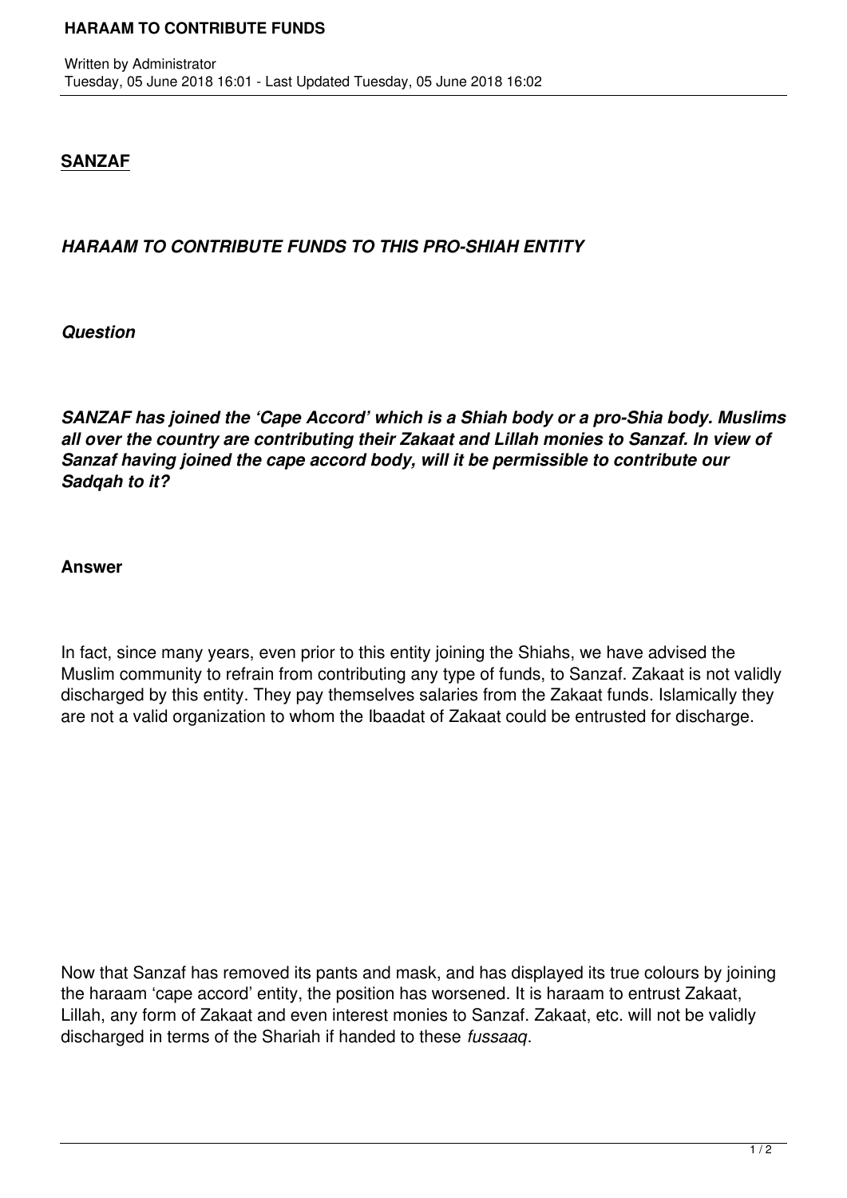## SANZAF

### *HARAAM TO CONTRIBUTE FUNDS TO THIS PRO-SHIAH ENTITY*

***Question***

***SANZAF has joined the 'Cape Accord' which is a Shiah body or a pro-Shia body. Muslims all over the country are contributing their Zakaat and Lillah monies to Sanzaf. In view of Sanzaf having joined the cape accord body, will it be permissible to contribute our Sadqah to it?***

**Answer**

In fact, since many years, even prior to this entity joining the Shiahs, we have advised the Muslim community to refrain from contributing any type of funds, to Sanzaf. Zakaat is not validly discharged by this entity. They pay themselves salaries from the Zakaat funds. Islamically they are not a valid organization to whom the Ibaadat of Zakaat could be entrusted for discharge.

Now that Sanzaf has removed its pants and mask, and has displayed its true colours by joining the haraam 'cape accord' entity, the position has worsened. It is haraam to entrust Zakaat, Lillah, any form of Zakaat and even interest monies to Sanzaf. Zakaat, etc. will not be validly discharged in terms of the Shariah if handed to these *fussaaq*.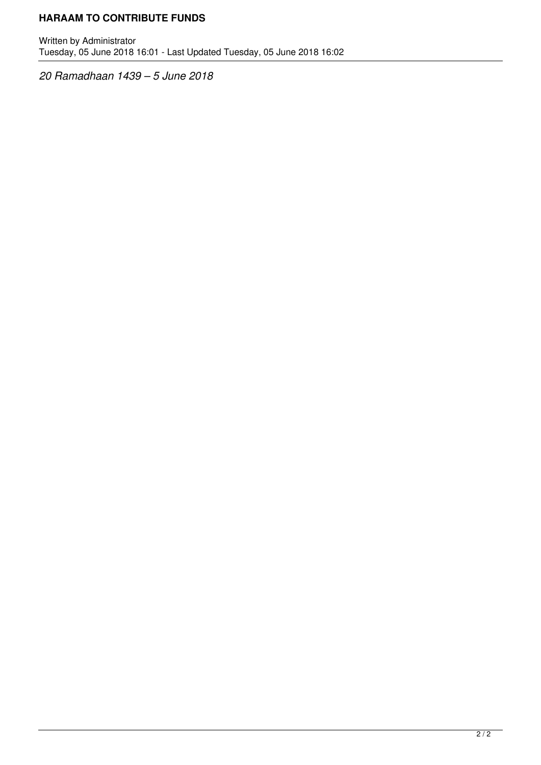*20 Ramadhaan 1439 – 5 June 2018*